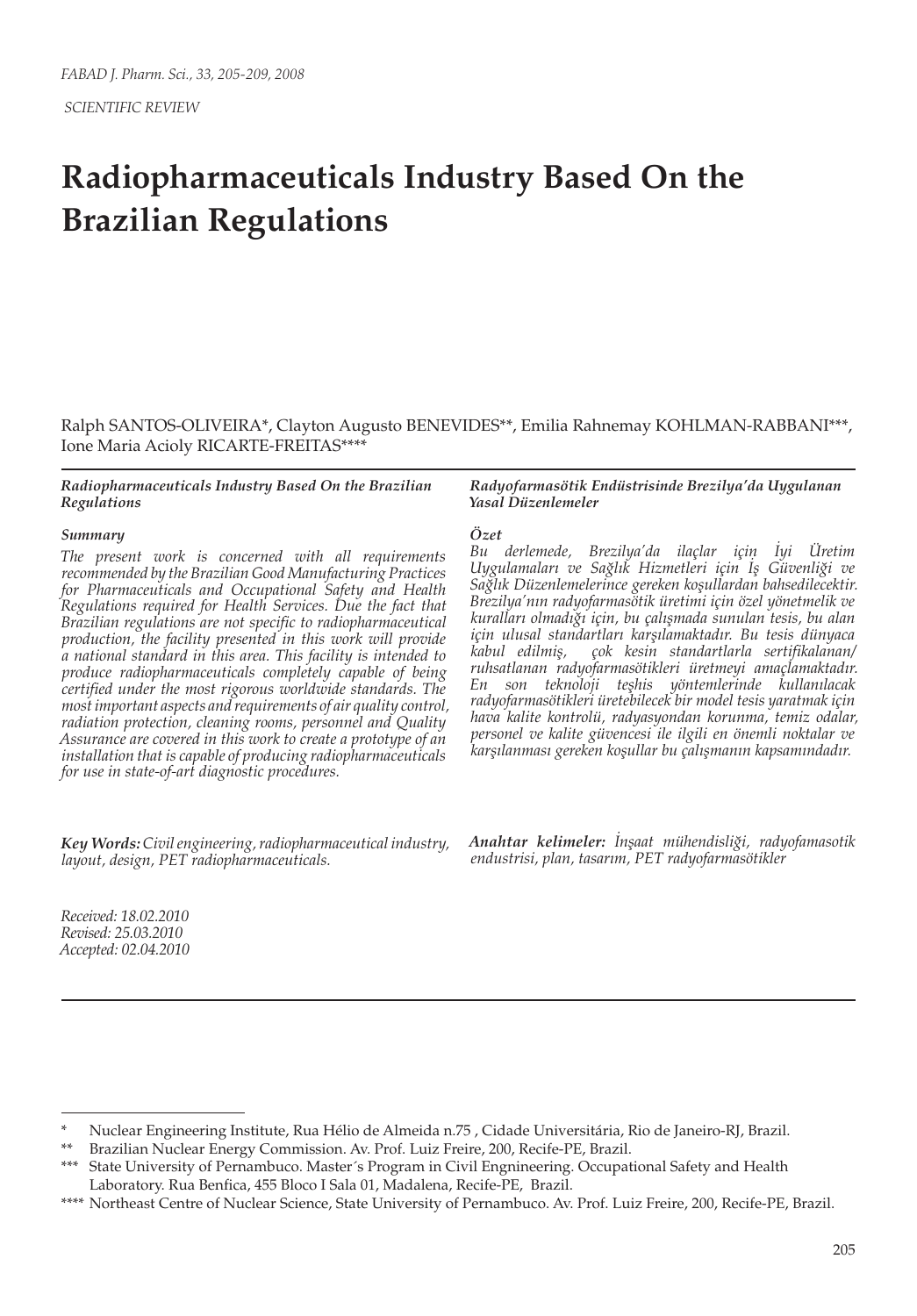SCIENTIFIC REVIEW

# Radiopharmaceuticals Industry Based On the Brazilian Regulations

Ralph SANTOS-OLIVEIRA*, Clayton Augusto BENEVIDES**, Emilia Rahnemay KOHLMAN-RABBANI***, Ione Maria Acioly RICARTE-FREITAS****

***Radiopharmaceuticals Industry Based On the Brazilian Regulations***

***Summary***

*The present work is concerned with all requirements recommended by the Brazilian Good Manufacturing Practices for Pharmaceuticals and Occupational Safety and Health Regulations required for Health Services. Due the fact that Brazilian regulations are not specific to radiopharmaceutical production, the facility presented in this work will provide a national standard in this area. This facility is intended to produce radiopharmaceuticals completely capable of being certified under the most rigorous worldwide standards. The most important aspects and requirements of air quality control, radiation protection, cleaning rooms, personnel and Quality Assurance are covered in this work to create a prototype of an installation that is capable of producing radiopharmaceuticals for use in state-of-art diagnostic procedures.*

***Key Words:*** *Civil engineering, radiopharmaceutical industry, layout, design, PET radiopharmaceuticals.*

***Radyofarmasötik Endüstrisinde Brezilya'da Uygulanan Yasal Düzenlemeler***

***Özet***

*Bu derlemede, Brezilya'da ilaçlar için İyi Üretim Uygulamaları ve Sağlık Hizmetleri için İş Güvenliği ve Sağlık Düzenlemelerince gereken koşullardan bahsedilecektir. Brezilya'nın radyofarmasötik üretimi için özel yönetmelik ve kuralları olmadığı için, bu çalışmada sunulan tesis, bu alan için ulusal standartları karşılamaktadır. Bu tesis dünyaca kabul edilmiş, çok kesin standartlarla sertifikalanan/ruhsatlanan radyofarmasötikleri üretmeyi amaçlamaktadır. En son teknoloji teşhis yöntemlerinde kullanılacak radyofarmasötikleri üretebilecek bir model tesis yaratmak için hava kalite kontrolü, radyasyondan korunma, temiz odalar, personel ve kalite güvencesi ile ilgili en önemli noktalar ve karşılanması gereken koşullar bu çalışmanın kapsamındadır.*

***Anahtar kelimeler:*** *İnşaat mühendisliği, radyofamasotik endustrisi, plan, tasarım, PET radyofarmasötikler*

*Received: 18.02.2010*
*Revised: 25.03.2010*
*Accepted: 02.04.2010*

---

\* Nuclear Engineering Institute, Rua Hélio de Almeida n.75 , Cidade Universitária, Rio de Janeiro-RJ, Brazil.

\** Brazilian Nuclear Energy Commission. Av. Prof. Luiz Freire, 200, Recife-PE, Brazil.

\*** State University of Pernambuco. Master´s Program in Civil Engnineering. Occupational Safety and Health Laboratory. Rua Benfica, 455 Bloco I Sala 01, Madalena, Recife-PE, Brazil.

\**** Northeast Centre of Nuclear Science, State University of Pernambuco. Av. Prof. Luiz Freire, 200, Recife-PE, Brazil.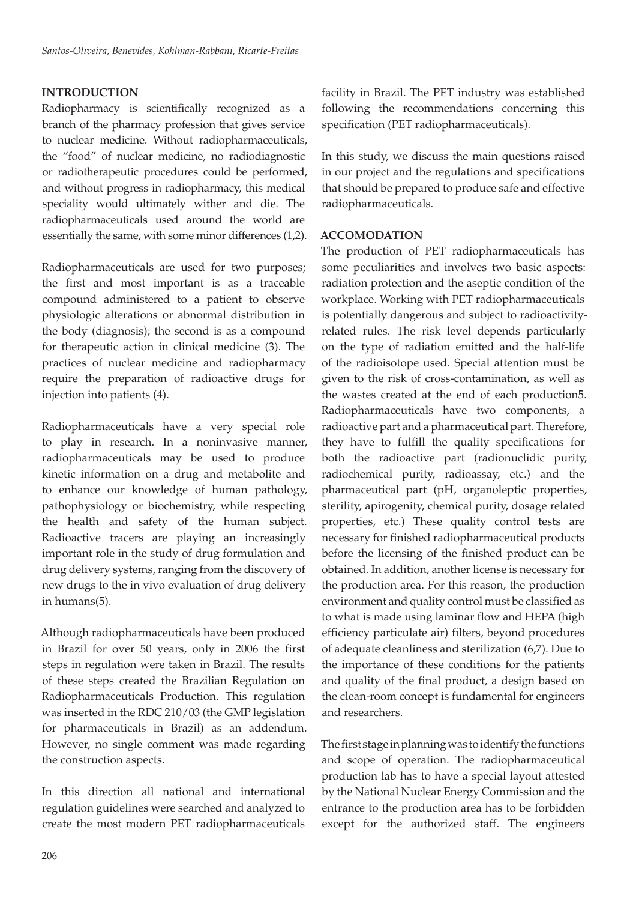## INTRODUCTION

Radiopharmacy is scientifically recognized as a branch of the pharmacy profession that gives service to nuclear medicine. Without radiopharmaceuticals, the "food" of nuclear medicine, no radiodiagnostic or radiotherapeutic procedures could be performed, and without progress in radiopharmacy, this medical speciality would ultimately wither and die. The radiopharmaceuticals used around the world are essentially the same, with some minor differences (1,2).

Radiopharmaceuticals are used for two purposes; the first and most important is as a traceable compound administered to a patient to observe physiologic alterations or abnormal distribution in the body (diagnosis); the second is as a compound for therapeutic action in clinical medicine (3). The practices of nuclear medicine and radiopharmacy require the preparation of radioactive drugs for injection into patients (4).

Radiopharmaceuticals have a very special role to play in research. In a noninvasive manner, radiopharmaceuticals may be used to produce kinetic information on a drug and metabolite and to enhance our knowledge of human pathology, pathophysiology or biochemistry, while respecting the health and safety of the human subject. Radioactive tracers are playing an increasingly important role in the study of drug formulation and drug delivery systems, ranging from the discovery of new drugs to the in vivo evaluation of drug delivery in humans(5).

Although radiopharmaceuticals have been produced in Brazil for over 50 years, only in 2006 the first steps in regulation were taken in Brazil. The results of these steps created the Brazilian Regulation on Radiopharmaceuticals Production. This regulation was inserted in the RDC 210/03 (the GMP legislation for pharmaceuticals in Brazil) as an addendum. However, no single comment was made regarding the construction aspects.

In this direction all national and international regulation guidelines were searched and analyzed to create the most modern PET radiopharmaceuticals facility in Brazil. The PET industry was established following the recommendations concerning this specification (PET radiopharmaceuticals).

In this study, we discuss the main questions raised in our project and the regulations and specifications that should be prepared to produce safe and effective radiopharmaceuticals.

## ACCOMODATION

The production of PET radiopharmaceuticals has some peculiarities and involves two basic aspects: radiation protection and the aseptic condition of the workplace. Working with PET radiopharmaceuticals is potentially dangerous and subject to radioactivity-related rules. The risk level depends particularly on the type of radiation emitted and the half-life of the radioisotope used. Special attention must be given to the risk of cross-contamination, as well as the wastes created at the end of each production5. Radiopharmaceuticals have two components, a radioactive part and a pharmaceutical part. Therefore, they have to fulfill the quality specifications for both the radioactive part (radionuclidic purity, radiochemical purity, radioassay, etc.) and the pharmaceutical part (pH, organoleptic properties, sterility, apirogenity, chemical purity, dosage related properties, etc.) These quality control tests are necessary for finished radiopharmaceutical products before the licensing of the finished product can be obtained. In addition, another license is necessary for the production area. For this reason, the production environment and quality control must be classified as to what is made using laminar flow and HEPA (high efficiency particulate air) filters, beyond procedures of adequate cleanliness and sterilization (6,7). Due to the importance of these conditions for the patients and quality of the final product, a design based on the clean-room concept is fundamental for engineers and researchers.

The first stage in planning was to identify the functions and scope of operation. The radiopharmaceutical production lab has to have a special layout attested by the National Nuclear Energy Commission and the entrance to the production area has to be forbidden except for the authorized staff. The engineers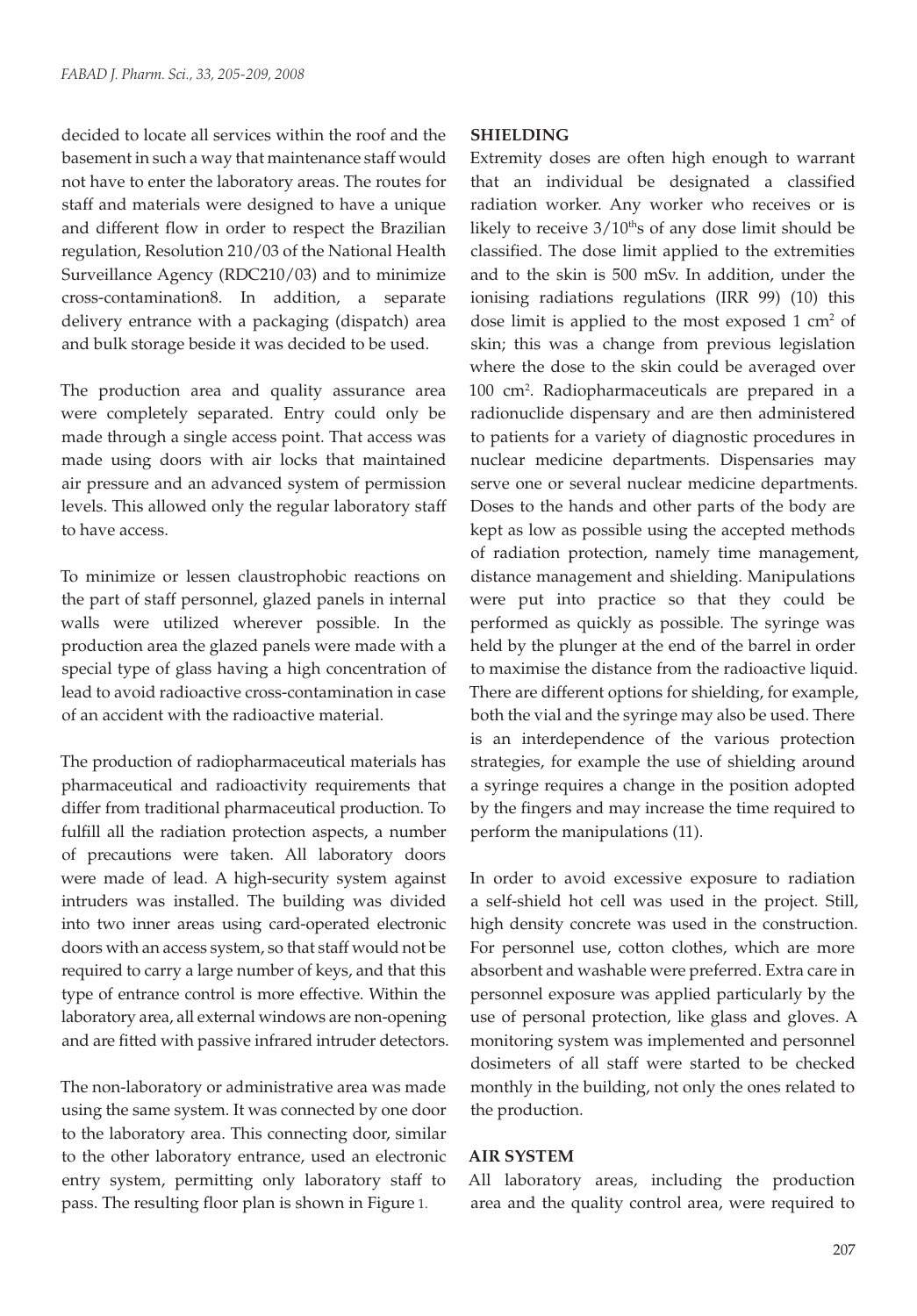decided to locate all services within the roof and the basement in such a way that maintenance staff would not have to enter the laboratory areas. The routes for staff and materials were designed to have a unique and different flow in order to respect the Brazilian regulation, Resolution 210/03 of the National Health Surveillance Agency (RDC210/03) and to minimize cross-contamination8. In addition, a separate delivery entrance with a packaging (dispatch) area and bulk storage beside it was decided to be used.

The production area and quality assurance area were completely separated. Entry could only be made through a single access point. That access was made using doors with air locks that maintained air pressure and an advanced system of permission levels. This allowed only the regular laboratory staff to have access.

To minimize or lessen claustrophobic reactions on the part of staff personnel, glazed panels in internal walls were utilized wherever possible. In the production area the glazed panels were made with a special type of glass having a high concentration of lead to avoid radioactive cross-contamination in case of an accident with the radioactive material.

The production of radiopharmaceutical materials has pharmaceutical and radioactivity requirements that differ from traditional pharmaceutical production. To fulfill all the radiation protection aspects, a number of precautions were taken. All laboratory doors were made of lead. A high-security system against intruders was installed. The building was divided into two inner areas using card-operated electronic doors with an access system, so that staff would not be required to carry a large number of keys, and that this type of entrance control is more effective. Within the laboratory area, all external windows are non-opening and are fitted with passive infrared intruder detectors.

The non-laboratory or administrative area was made using the same system. It was connected by one door to the laboratory area. This connecting door, similar to the other laboratory entrance, used an electronic entry system, permitting only laboratory staff to pass. The resulting floor plan is shown in Figure 1.

## SHIELDING

Extremity doses are often high enough to warrant that an individual be designated a classified radiation worker. Any worker who receives or is likely to receive $3/10^{th}$s of any dose limit should be classified. The dose limit applied to the extremities and to the skin is 500 mSv. In addition, under the ionising radiations regulations (IRR 99) (10) this dose limit is applied to the most exposed 1 $cm^2$ of skin; this was a change from previous legislation where the dose to the skin could be averaged over 100 $cm^2$. Radiopharmaceuticals are prepared in a radionuclide dispensary and are then administered to patients for a variety of diagnostic procedures in nuclear medicine departments. Dispensaries may serve one or several nuclear medicine departments. Doses to the hands and other parts of the body are kept as low as possible using the accepted methods of radiation protection, namely time management, distance management and shielding. Manipulations were put into practice so that they could be performed as quickly as possible. The syringe was held by the plunger at the end of the barrel in order to maximise the distance from the radioactive liquid. There are different options for shielding, for example, both the vial and the syringe may also be used. There is an interdependence of the various protection strategies, for example the use of shielding around a syringe requires a change in the position adopted by the fingers and may increase the time required to perform the manipulations (11).

In order to avoid excessive exposure to radiation a self-shield hot cell was used in the project. Still, high density concrete was used in the construction. For personnel use, cotton clothes, which are more absorbent and washable were preferred. Extra care in personnel exposure was applied particularly by the use of personal protection, like glass and gloves. A monitoring system was implemented and personnel dosimeters of all staff were started to be checked monthly in the building, not only the ones related to the production.

## AIR SYSTEM

All laboratory areas, including the production area and the quality control area, were required to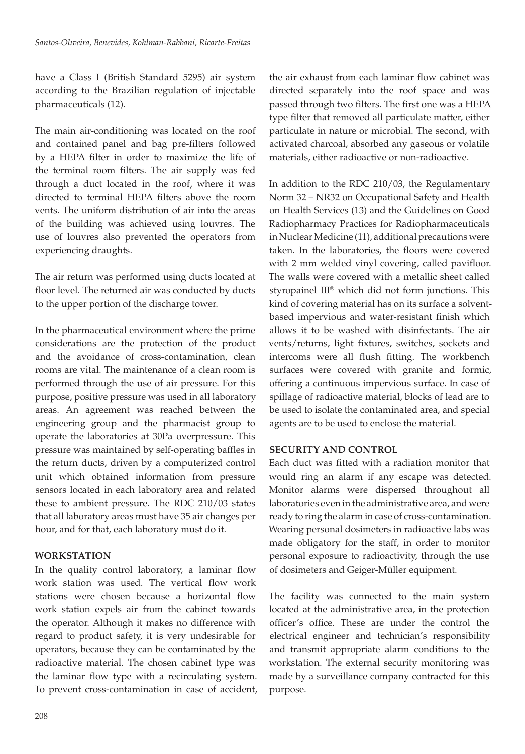have a Class I (British Standard 5295) air system according to the Brazilian regulation of injectable pharmaceuticals (12).

The main air-conditioning was located on the roof and contained panel and bag pre-filters followed by a HEPA filter in order to maximize the life of the terminal room filters. The air supply was fed through a duct located in the roof, where it was directed to terminal HEPA filters above the room vents. The uniform distribution of air into the areas of the building was achieved using louvres. The use of louvres also prevented the operators from experiencing draughts.

The air return was performed using ducts located at floor level. The returned air was conducted by ducts to the upper portion of the discharge tower.

In the pharmaceutical environment where the prime considerations are the protection of the product and the avoidance of cross-contamination, clean rooms are vital. The maintenance of a clean room is performed through the use of air pressure. For this purpose, positive pressure was used in all laboratory areas. An agreement was reached between the engineering group and the pharmacist group to operate the laboratories at 30Pa overpressure. This pressure was maintained by self-operating baffles in the return ducts, driven by a computerized control unit which obtained information from pressure sensors located in each laboratory area and related these to ambient pressure. The RDC 210/03 states that all laboratory areas must have 35 air changes per hour, and for that, each laboratory must do it.

**WORKSTATION**

In the quality control laboratory, a laminar flow work station was used. The vertical flow work stations were chosen because a horizontal flow work station expels air from the cabinet towards the operator. Although it makes no difference with regard to product safety, it is very undesirable for operators, because they can be contaminated by the radioactive material. The chosen cabinet type was the laminar flow type with a recirculating system. To prevent cross-contamination in case of accident, the air exhaust from each laminar flow cabinet was directed separately into the roof space and was passed through two filters. The first one was a HEPA type filter that removed all particulate matter, either particulate in nature or microbial. The second, with activated charcoal, absorbed any gaseous or volatile materials, either radioactive or non-radioactive.

In addition to the RDC 210/03, the Regulamentary Norm 32 – NR32 on Occupational Safety and Health on Health Services (13) and the Guidelines on Good Radiopharmacy Practices for Radiopharmaceuticals in Nuclear Medicine (11), additional precautions were taken. In the laboratories, the floors were covered with 2 mm welded vinyl covering, called pavifloor. The walls were covered with a metallic sheet called styropainel III® which did not form junctions. This kind of covering material has on its surface a solvent-based impervious and water-resistant finish which allows it to be washed with disinfectants. The air vents/returns, light fixtures, switches, sockets and intercoms were all flush fitting. The workbench surfaces were covered with granite and formic, offering a continuous impervious surface. In case of spillage of radioactive material, blocks of lead are to be used to isolate the contaminated area, and special agents are to be used to enclose the material.

**SECURITY AND CONTROL**

Each duct was fitted with a radiation monitor that would ring an alarm if any escape was detected. Monitor alarms were dispersed throughout all laboratories even in the administrative area, and were ready to ring the alarm in case of cross-contamination. Wearing personal dosimeters in radioactive labs was made obligatory for the staff, in order to monitor personal exposure to radioactivity, through the use of dosimeters and Geiger-Müller equipment.

The facility was connected to the main system located at the administrative area, in the protection officer's office. These are under the control the electrical engineer and technician's responsibility and transmit appropriate alarm conditions to the workstation. The external security monitoring was made by a surveillance company contracted for this purpose.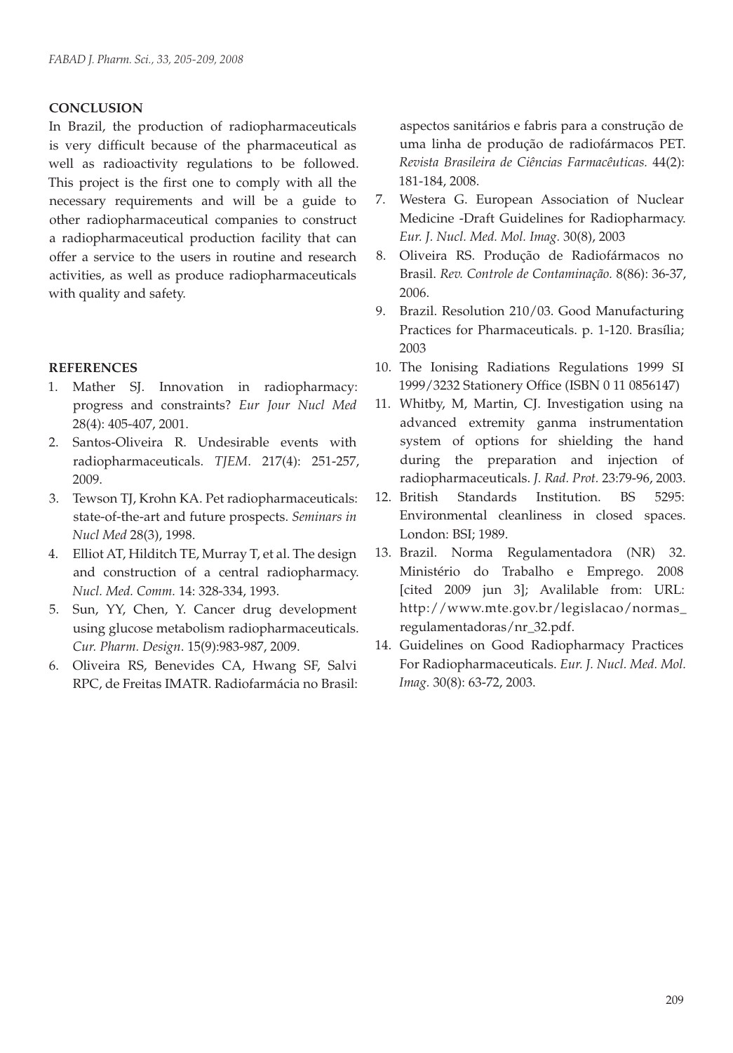## CONCLUSION

In Brazil, the production of radiopharmaceuticals is very difficult because of the pharmaceutical as well as radioactivity regulations to be followed. This project is the first one to comply with all the necessary requirements and will be a guide to other radiopharmaceutical companies to construct a radiopharmaceutical production facility that can offer a service to the users in routine and research activities, as well as produce radiopharmaceuticals with quality and safety.

## REFERENCES

1. Mather SJ. Innovation in radiopharmacy: progress and constraints? *Eur Jour Nucl Med* 28(4): 405-407, 2001.
2. Santos-Oliveira R. Undesirable events with radiopharmaceuticals. *TJEM*. 217(4): 251-257, 2009.
3. Tewson TJ, Krohn KA. Pet radiopharmaceuticals: state-of-the-art and future prospects. *Seminars in Nucl Med* 28(3), 1998.
4. Elliot AT, Hilditch TE, Murray T, et al. The design and construction of a central radiopharmacy. *Nucl. Med. Comm.* 14: 328-334, 1993.
5. Sun, YY, Chen, Y. Cancer drug development using glucose metabolism radiopharmaceuticals. *Cur. Pharm. Design*. 15(9):983-987, 2009.
6. Oliveira RS, Benevides CA, Hwang SF, Salvi RPC, de Freitas IMATR. Radiofarmácia no Brasil: aspectos sanitários e fabris para a construção de uma linha de produção de radiofármacos PET. *Revista Brasileira de Ciências Farmacêuticas.* 44(2): 181-184, 2008.
7. Westera G. European Association of Nuclear Medicine -Draft Guidelines for Radiopharmacy. *Eur. J. Nucl. Med. Mol. Imag.* 30(8), 2003
8. Oliveira RS. Produção de Radiofármacos no Brasil. *Rev. Controle de Contaminação.* 8(86): 36-37, 2006.
9. Brazil. Resolution 210/03. Good Manufacturing Practices for Pharmaceuticals. p. 1-120. Brasília; 2003
10. The Ionising Radiations Regulations 1999 SI 1999/3232 Stationery Office (ISBN 0 11 0856147)
11. Whitby, M, Martin, CJ. Investigation using na advanced extremity ganma instrumentation system of options for shielding the hand during the preparation and injection of radiopharmaceuticals. *J. Rad. Prot.* 23:79-96, 2003.
12. British Standards Institution. BS 5295: Environmental cleanliness in closed spaces. London: BSI; 1989.
13. Brazil. Norma Regulamentadora (NR) 32. Ministério do Trabalho e Emprego. 2008 [cited 2009 jun 3]; Avalilable from: URL: http://www.mte.gov.br/legislacao/normas_regulamentadoras/nr_32.pdf.
14. Guidelines on Good Radiopharmacy Practices For Radiopharmaceuticals. *Eur. J. Nucl. Med. Mol. Imag.* 30(8): 63-72, 2003.